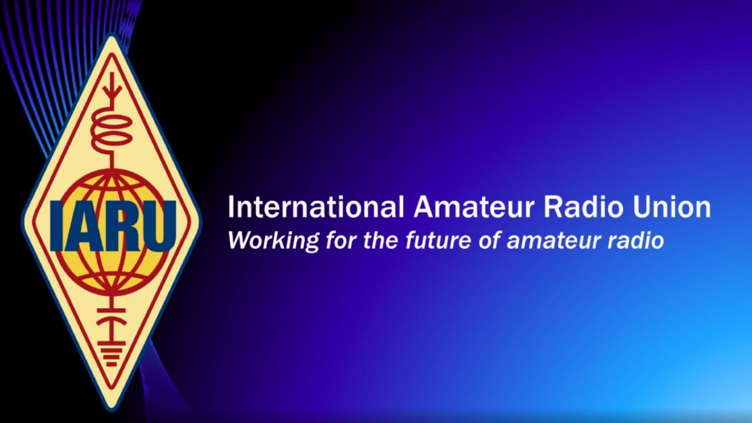# International Amateur Radio Union

*Working for the future of amateur radio*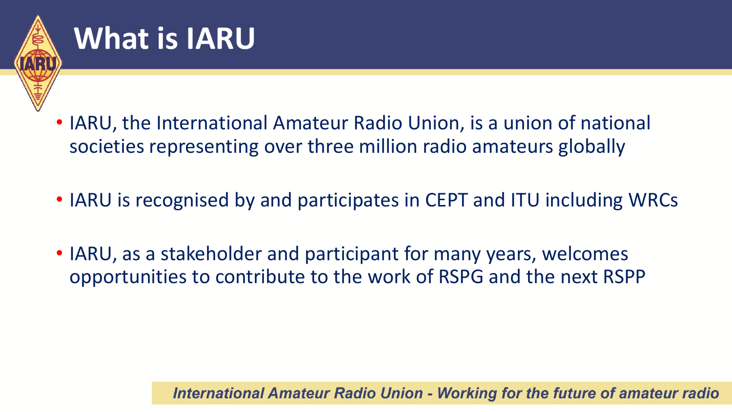# What is IARU

- IARU, the International Amateur Radio Union, is a union of national societies representing over three million radio amateurs globally
- IARU is recognised by and participates in CEPT and ITU including WRCs
- IARU, as a stakeholder and participant for many years, welcomes opportunities to contribute to the work of RSPG and the next RSPP

*International Amateur Radio Union - Working for the future of amateur radio*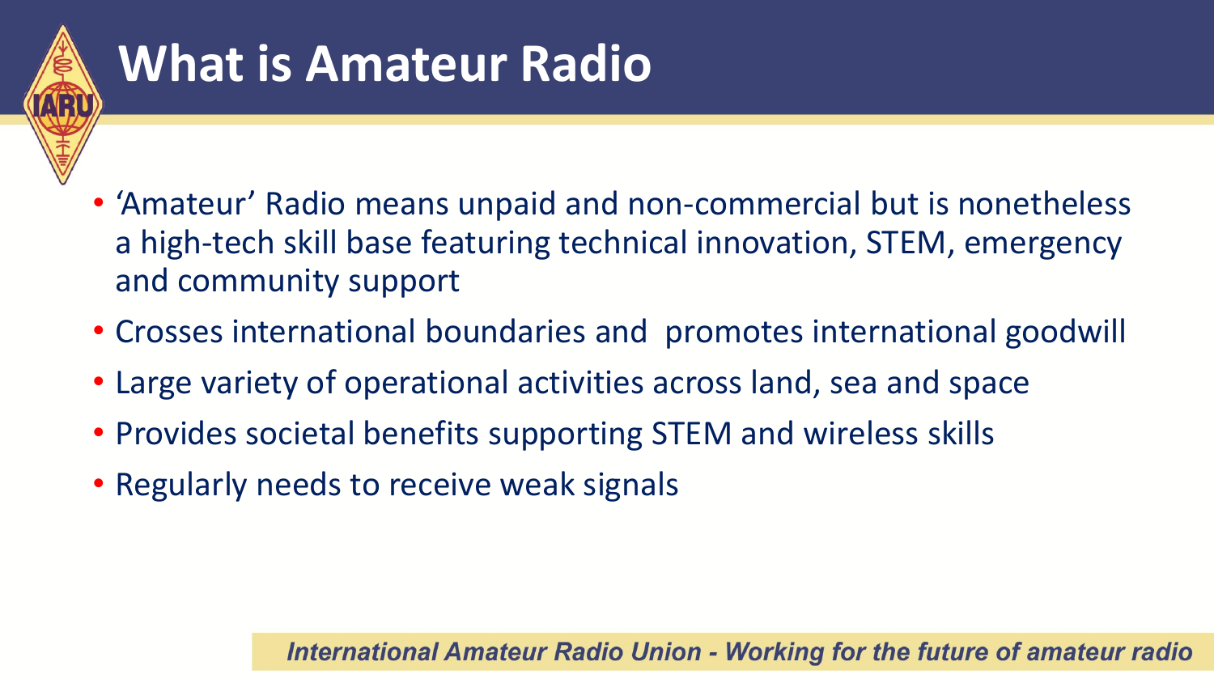# What is Amateur Radio

- 'Amateur' Radio means unpaid and non-commercial but is nonetheless a high-tech skill base featuring technical innovation, STEM, emergency and community support
- Crosses international boundaries and promotes international goodwill
- Large variety of operational activities across land, sea and space
- Provides societal benefits supporting STEM and wireless skills
- Regularly needs to receive weak signals

*International Amateur Radio Union - Working for the future of amateur radio*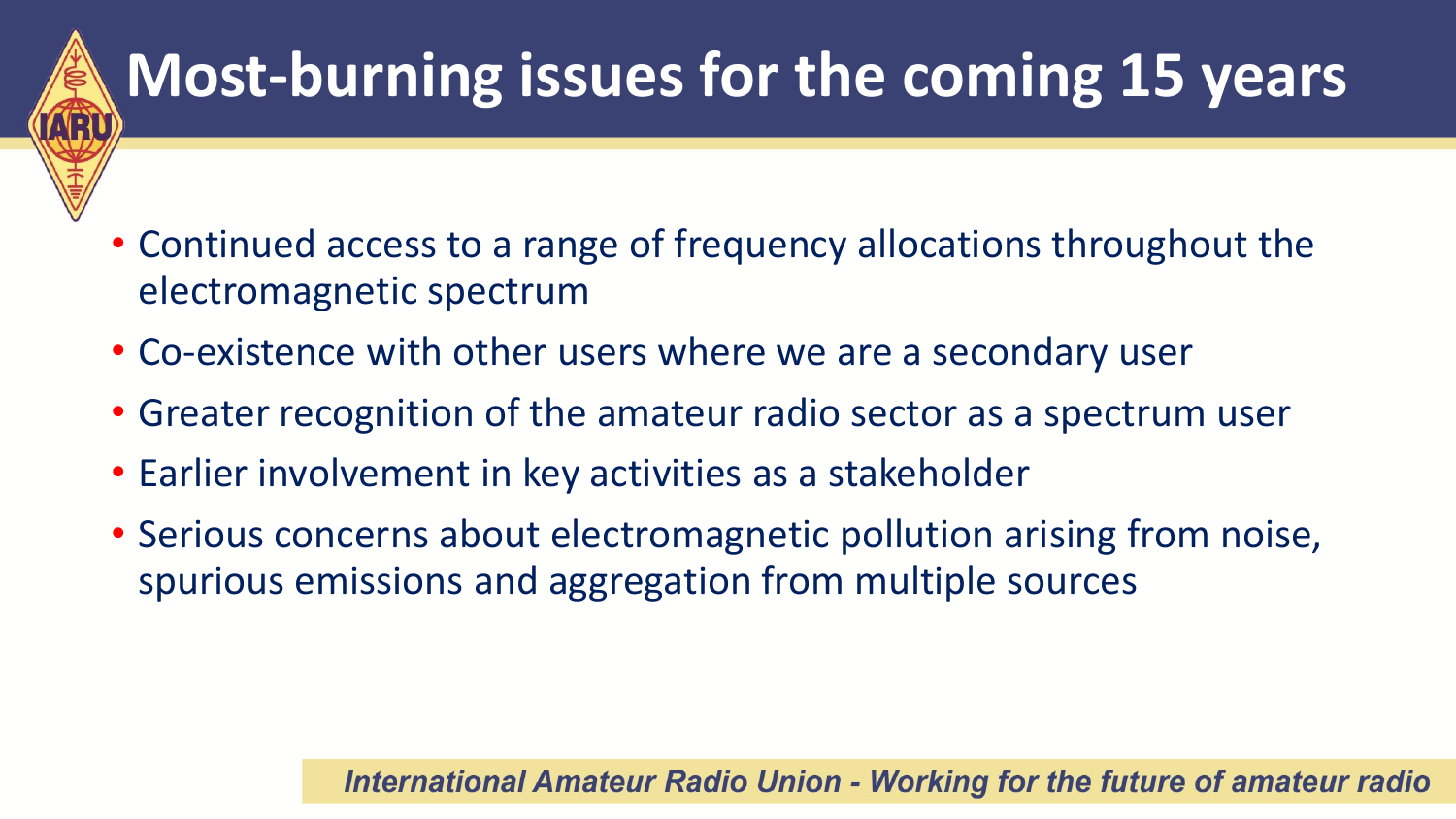# Most-burning issues for the coming 15 years

- Continued access to a range of frequency allocations throughout the electromagnetic spectrum
- Co-existence with other users where we are a secondary user
- Greater recognition of the amateur radio sector as a spectrum user
- Earlier involvement in key activities as a stakeholder
- Serious concerns about electromagnetic pollution arising from noise, spurious emissions and aggregation from multiple sources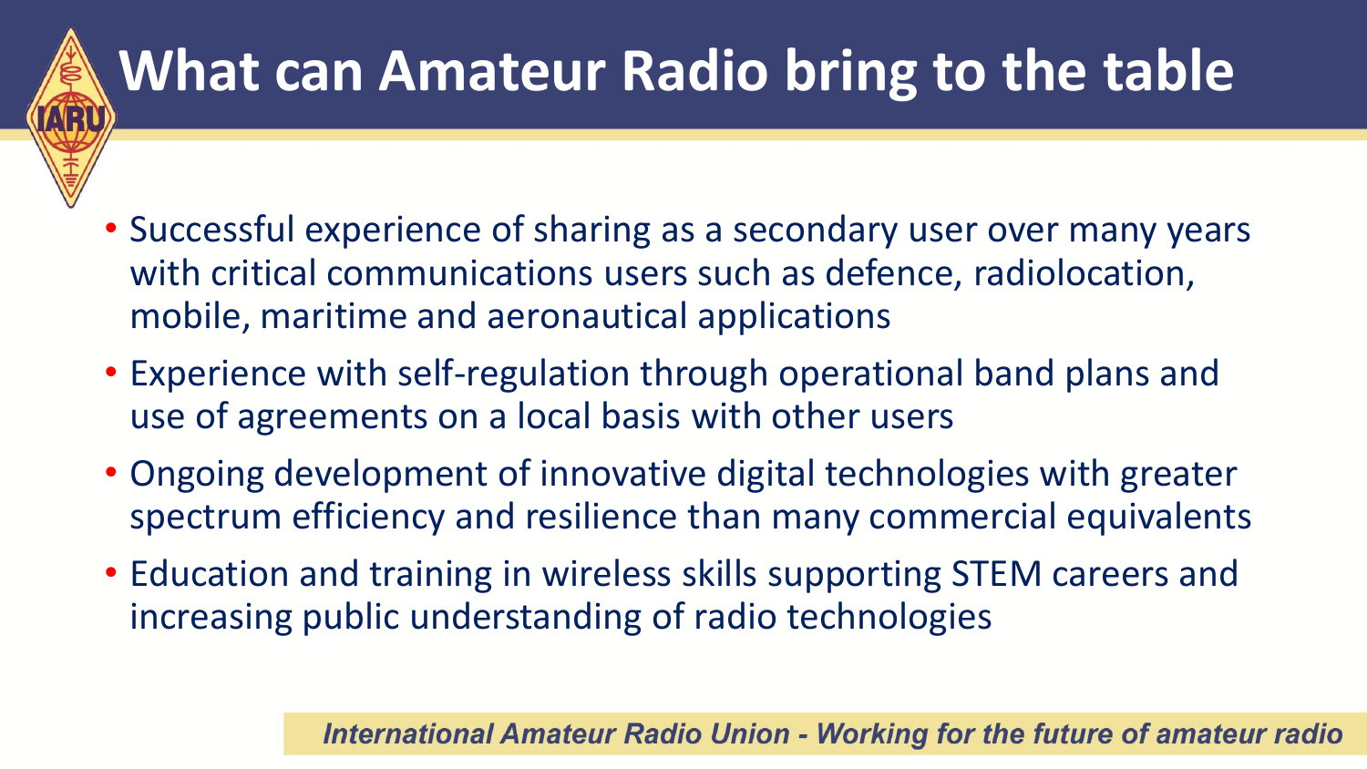# What can Amateur Radio bring to the table

- Successful experience of sharing as a secondary user over many years with critical communications users such as defence, radiolocation, mobile, maritime and aeronautical applications
- Experience with self-regulation through operational band plans and use of agreements on a local basis with other users
- Ongoing development of innovative digital technologies with greater spectrum efficiency and resilience than many commercial equivalents
- Education and training in wireless skills supporting STEM careers and increasing public understanding of radio technologies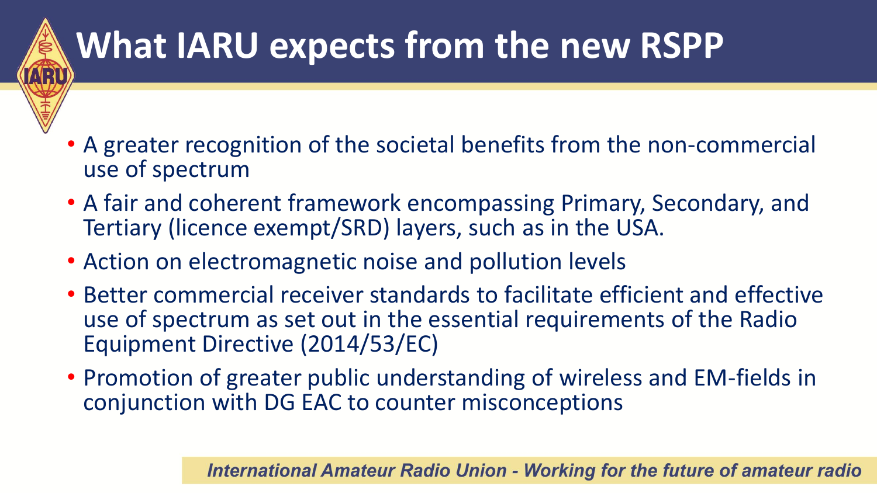# What IARU expects from the new RSPP

- A greater recognition of the societal benefits from the non-commercial use of spectrum
- A fair and coherent framework encompassing Primary, Secondary, and Tertiary (licence exempt/SRD) layers, such as in the USA.
- Action on electromagnetic noise and pollution levels
- Better commercial receiver standards to facilitate efficient and effective use of spectrum as set out in the essential requirements of the Radio Equipment Directive (2014/53/EC)
- Promotion of greater public understanding of wireless and EM-fields in conjunction with DG EAC to counter misconceptions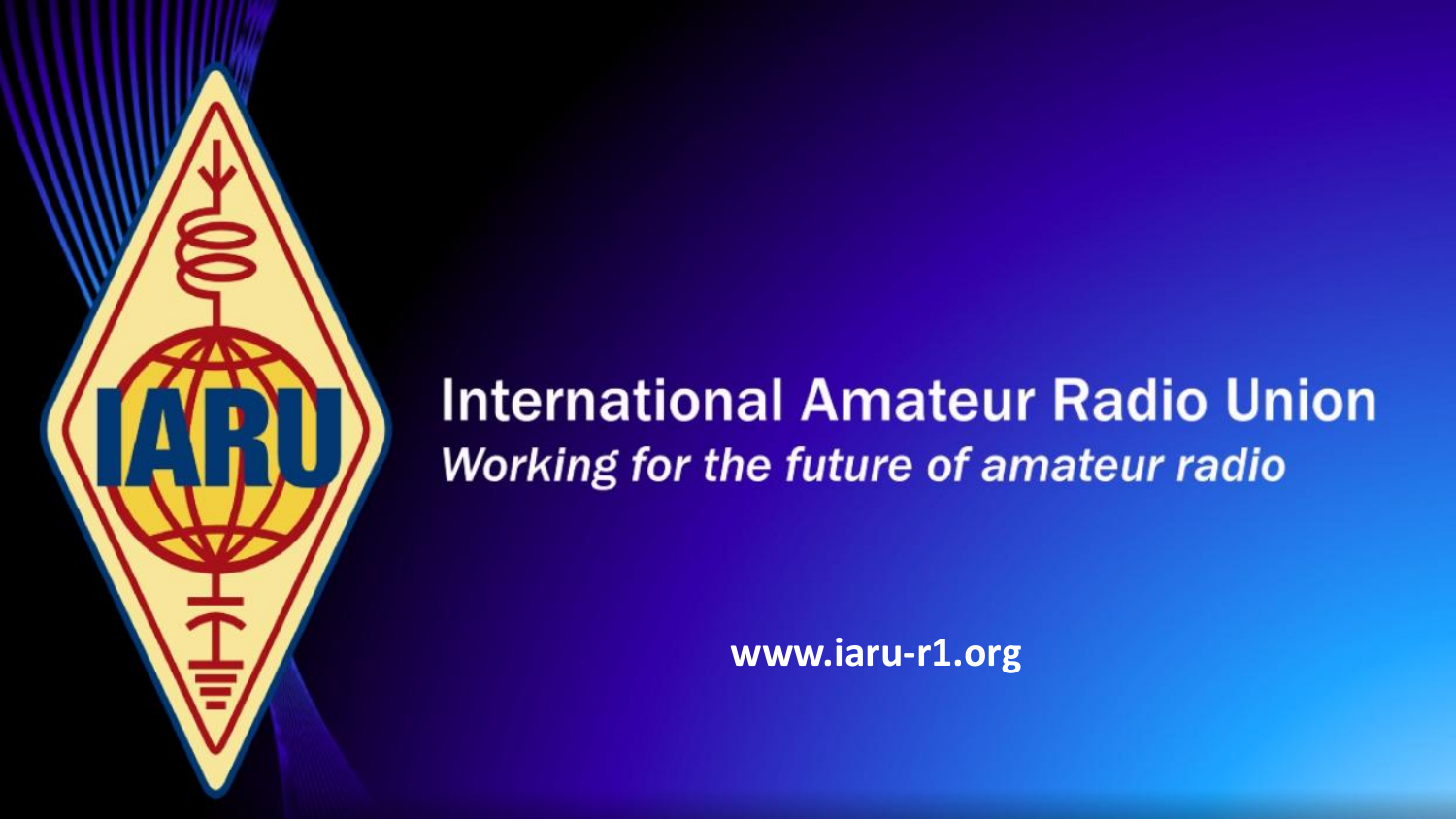# International Amateur Radio Union

*Working for the future of amateur radio*

**www.iaru-r1.org**